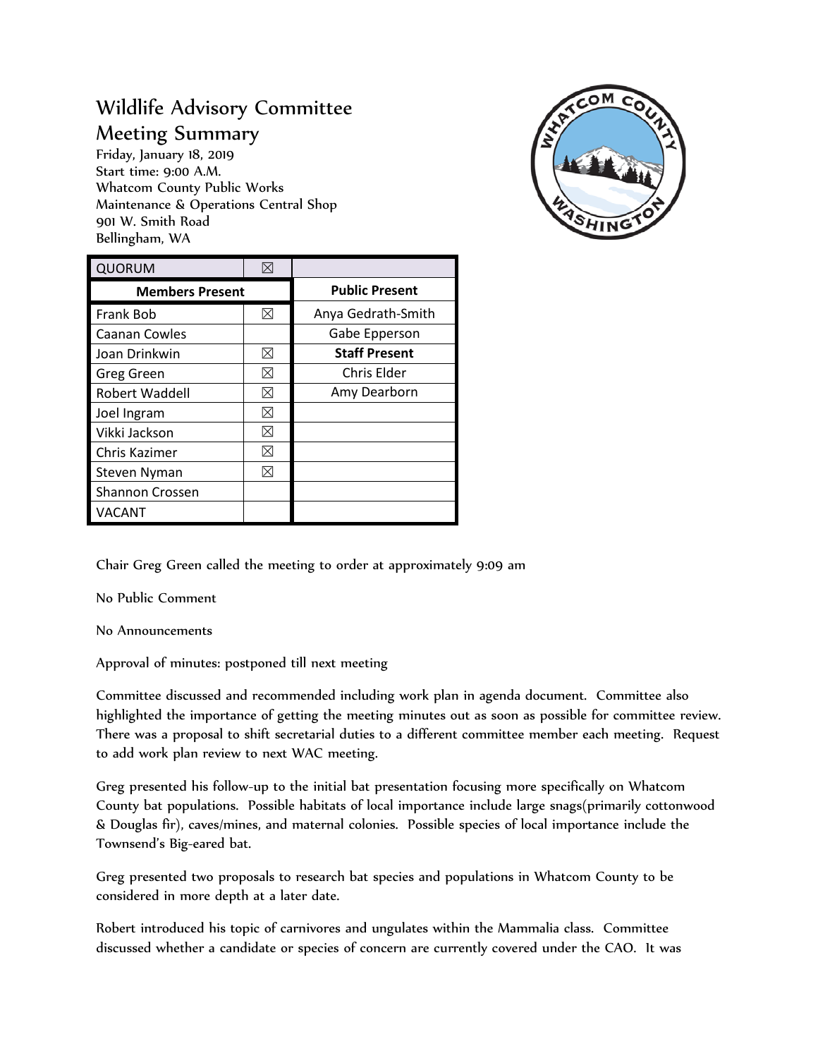# Wildlife Advisory Committee

## Meeting Summary

Friday, January 18, 2019
Start time: 9:00 A.M.
Whatcom County Public Works
Maintenance & Operations Central Shop
901 W. Smith Road
Bellingham, WA

| QUORUM | ☒ | |
|---|---|---|
| **Members Present** | | **Public Present** |
| Frank Bob | ☒ | Anya Gedrath-Smith |
| Caanan Cowles | | Gabe Epperson |
| Joan Drinkwin | ☒ | **Staff Present** |
| Greg Green | ☒ | Chris Elder |
| Robert Waddell | ☒ | Amy Dearborn |
| Joel Ingram | ☒ | |
| Vikki Jackson | ☒ | |
| Chris Kazimer | ☒ | |
| Steven Nyman | ☒ | |
| Shannon Crossen | | |
| VACANT | | |

Chair Greg Green called the meeting to order at approximately 9:09 am

No Public Comment

No Announcements

Approval of minutes: postponed till next meeting

Committee discussed and recommended including work plan in agenda document. Committee also highlighted the importance of getting the meeting minutes out as soon as possible for committee review. There was a proposal to shift secretarial duties to a different committee member each meeting. Request to add work plan review to next WAC meeting.

Greg presented his follow-up to the initial bat presentation focusing more specifically on Whatcom County bat populations. Possible habitats of local importance include large snags(primarily cottonwood & Douglas fir), caves/mines, and maternal colonies. Possible species of local importance include the Townsend's Big-eared bat.

Greg presented two proposals to research bat species and populations in Whatcom County to be considered in more depth at a later date.

Robert introduced his topic of carnivores and ungulates within the Mammalia class. Committee discussed whether a candidate or species of concern are currently covered under the CAO. It was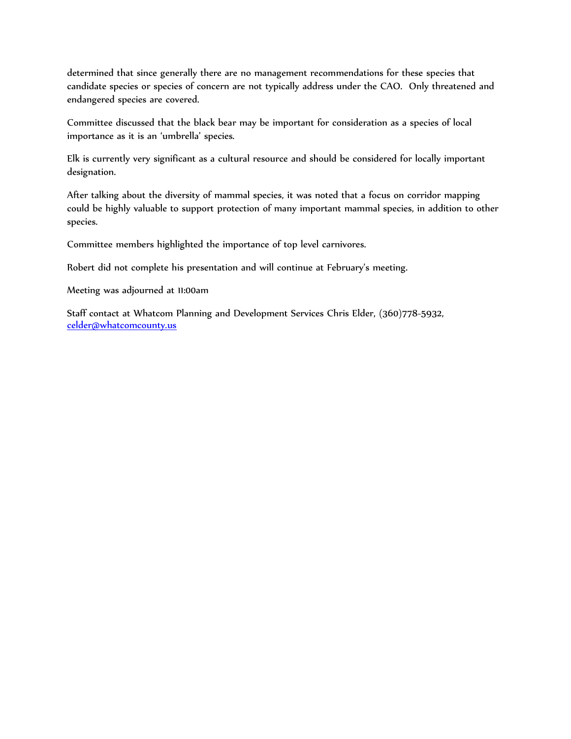determined that since generally there are no management recommendations for these species that candidate species or species of concern are not typically address under the CAO.  Only threatened and endangered species are covered.

Committee discussed that the black bear may be important for consideration as a species of local importance as it is an 'umbrella' species.

Elk is currently very significant as a cultural resource and should be considered for locally important designation.

After talking about the diversity of mammal species, it was noted that a focus on corridor mapping could be highly valuable to support protection of many important mammal species, in addition to other species.

Committee members highlighted the importance of top level carnivores.

Robert did not complete his presentation and will continue at February's meeting.

Meeting was adjourned at 11:00am

Staff contact at Whatcom Planning and Development Services Chris Elder, (360)778-5932, celder@whatcomcounty.us